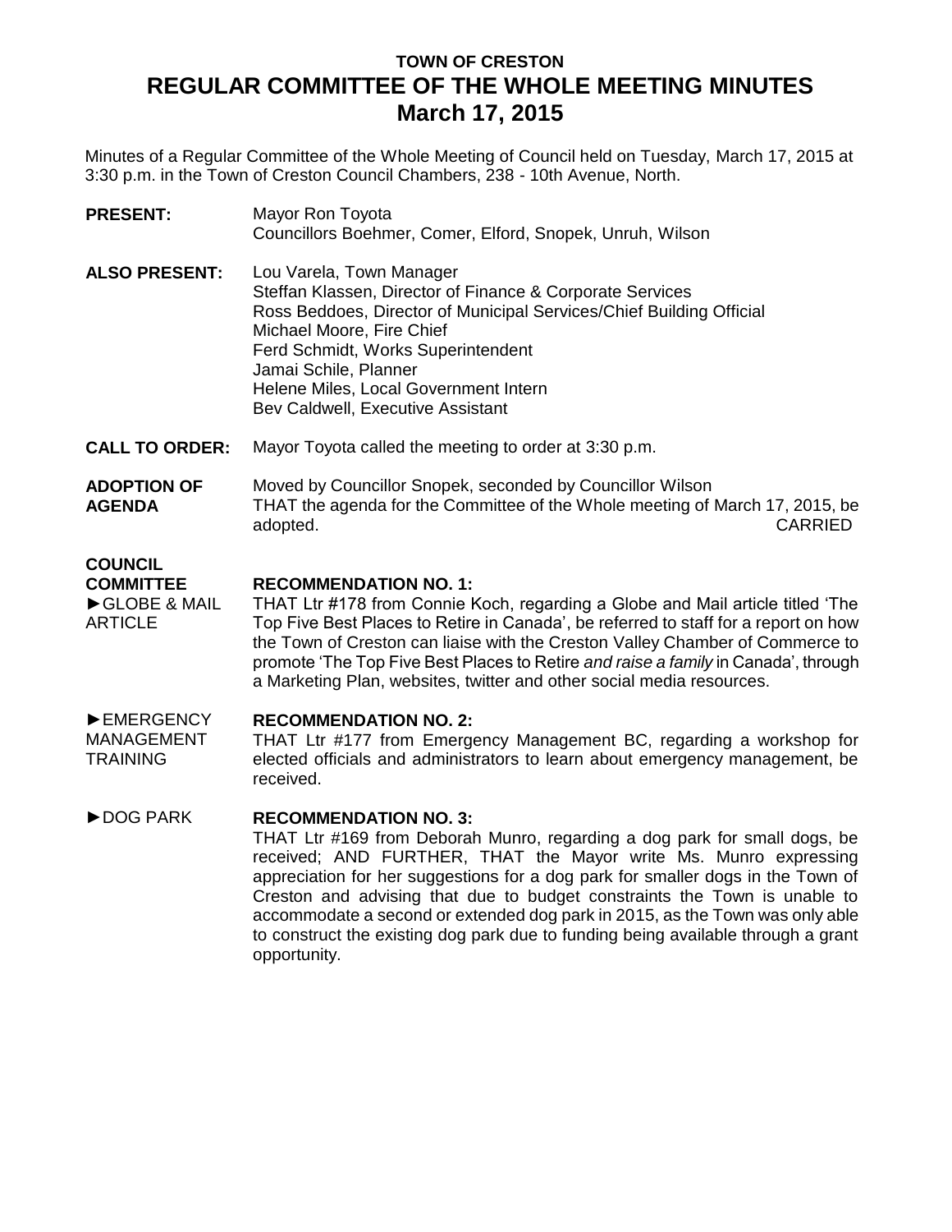# TOWN OF CRESTON
# REGULAR COMMITTEE OF THE WHOLE MEETING MINUTES
# March 17, 2015

Minutes of a Regular Committee of the Whole Meeting of Council held on Tuesday, March 17, 2015 at 3:30 p.m. in the Town of Creston Council Chambers, 238 - 10th Avenue, North.

**PRESENT:** Mayor Ron Toyota
Councillors Boehmer, Comer, Elford, Snopek, Unruh, Wilson

**ALSO PRESENT:** Lou Varela, Town Manager
Steffan Klassen, Director of Finance & Corporate Services
Ross Beddoes, Director of Municipal Services/Chief Building Official
Michael Moore, Fire Chief
Ferd Schmidt, Works Superintendent
Jamai Schile, Planner
Helene Miles, Local Government Intern
Bev Caldwell, Executive Assistant

**CALL TO ORDER:** Mayor Toyota called the meeting to order at 3:30 p.m.

**ADOPTION OF AGENDA**

Moved by Councillor Snopek, seconded by Councillor Wilson
THAT the agenda for the Committee of the Whole meeting of March 17, 2015, be adopted. CARRIED

**COUNCIL COMMITTEE**

►GLOBE & MAIL ARTICLE

**RECOMMENDATION NO. 1:**
THAT Ltr #178 from Connie Koch, regarding a Globe and Mail article titled 'The Top Five Best Places to Retire in Canada', be referred to staff for a report on how the Town of Creston can liaise with the Creston Valley Chamber of Commerce to promote 'The Top Five Best Places to Retire *and raise a family* in Canada', through a Marketing Plan, websites, twitter and other social media resources.

►EMERGENCY MANAGEMENT TRAINING

**RECOMMENDATION NO. 2:**
THAT Ltr #177 from Emergency Management BC, regarding a workshop for elected officials and administrators to learn about emergency management, be received.

►DOG PARK

**RECOMMENDATION NO. 3:**
THAT Ltr #169 from Deborah Munro, regarding a dog park for small dogs, be received; AND FURTHER, THAT the Mayor write Ms. Munro expressing appreciation for her suggestions for a dog park for smaller dogs in the Town of Creston and advising that due to budget constraints the Town is unable to accommodate a second or extended dog park in 2015, as the Town was only able to construct the existing dog park due to funding being available through a grant opportunity.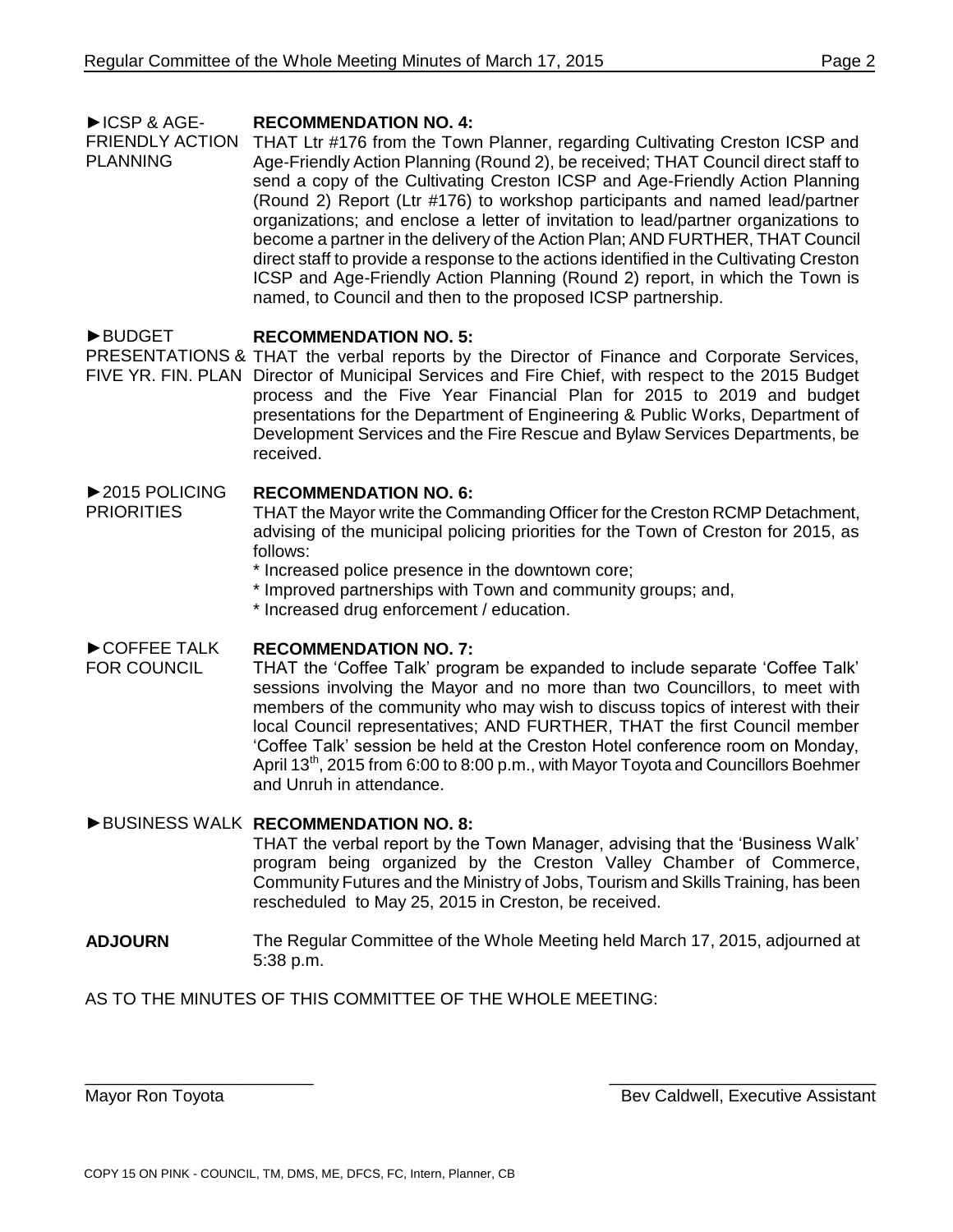►ICSP & AGE-FRIENDLY ACTION PLANNING

**RECOMMENDATION NO. 4:**
THAT Ltr #176 from the Town Planner, regarding Cultivating Creston ICSP and Age-Friendly Action Planning (Round 2), be received; THAT Council direct staff to send a copy of the Cultivating Creston ICSP and Age-Friendly Action Planning (Round 2) Report (Ltr #176) to workshop participants and named lead/partner organizations; and enclose a letter of invitation to lead/partner organizations to become a partner in the delivery of the Action Plan; AND FURTHER, THAT Council direct staff to provide a response to the actions identified in the Cultivating Creston ICSP and Age-Friendly Action Planning (Round 2) report, in which the Town is named, to Council and then to the proposed ICSP partnership.

►BUDGET PRESENTATIONS & FIVE YR. FIN. PLAN

**RECOMMENDATION NO. 5:**
THAT the verbal reports by the Director of Finance and Corporate Services, Director of Municipal Services and Fire Chief, with respect to the 2015 Budget process and the Five Year Financial Plan for 2015 to 2019 and budget presentations for the Department of Engineering & Public Works, Department of Development Services and the Fire Rescue and Bylaw Services Departments, be received.

►2015 POLICING PRIORITIES

**RECOMMENDATION NO. 6:**
THAT the Mayor write the Commanding Officer for the Creston RCMP Detachment, advising of the municipal policing priorities for the Town of Creston for 2015, as follows:

* Increased police presence in the downtown core;
* Improved partnerships with Town and community groups; and,
* Increased drug enforcement / education.

►COFFEE TALK FOR COUNCIL

**RECOMMENDATION NO. 7:**
THAT the 'Coffee Talk' program be expanded to include separate 'Coffee Talk' sessions involving the Mayor and no more than two Councillors, to meet with members of the community who may wish to discuss topics of interest with their local Council representatives; AND FURTHER, THAT the first Council member 'Coffee Talk' session be held at the Creston Hotel conference room on Monday, April 13th, 2015 from 6:00 to 8:00 p.m., with Mayor Toyota and Councillors Boehmer and Unruh in attendance.

►BUSINESS WALK

**RECOMMENDATION NO. 8:**
THAT the verbal report by the Town Manager, advising that the 'Business Walk' program being organized by the Creston Valley Chamber of Commerce, Community Futures and the Ministry of Jobs, Tourism and Skills Training, has been rescheduled to May 25, 2015 in Creston, be received.

**ADJOURN**

The Regular Committee of the Whole Meeting held March 17, 2015, adjourned at 5:38 p.m.

AS TO THE MINUTES OF THIS COMMITTEE OF THE WHOLE MEETING:

\_\_\_\_\_\_\_\_\_\_\_\_\_\_\_\_\_\_\_\_\_\_\_\_
Mayor Ron Toyota

\_\_\_\_\_\_\_\_\_\_\_\_\_\_\_\_\_\_\_\_\_\_\_\_
Bev Caldwell, Executive Assistant

COPY 15 ON PINK - COUNCIL, TM, DMS, ME, DFCS, FC, Intern, Planner, CB